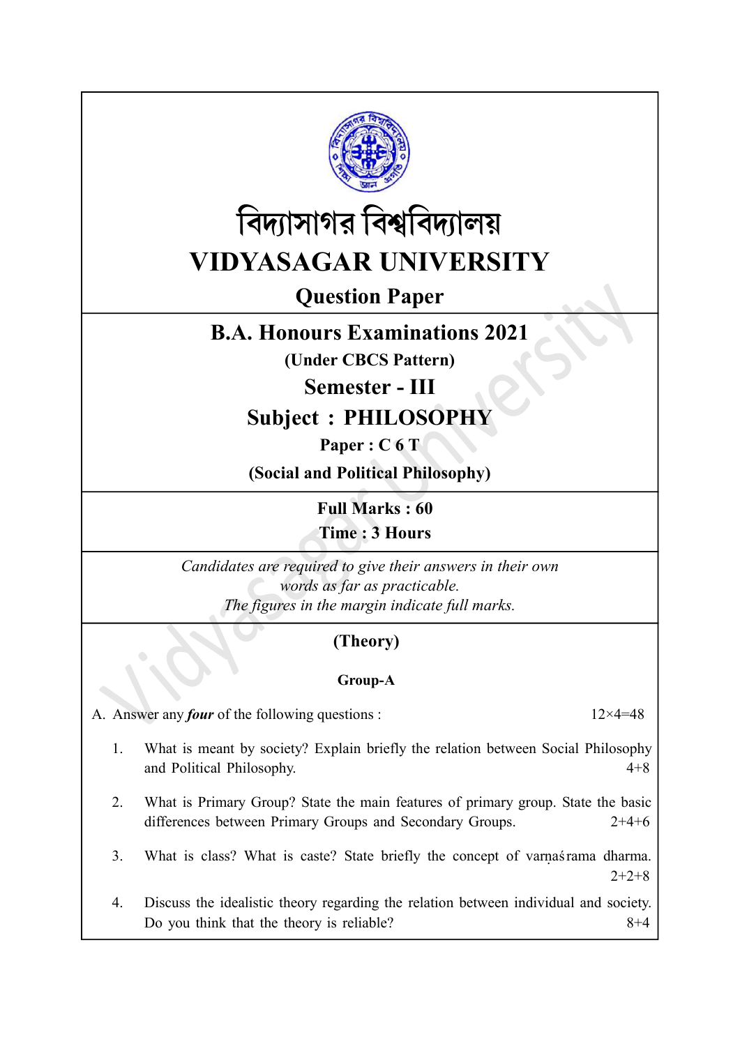# বিদ্যাসাগর বিশ্ববিদ্যালয়

# VIDYASAGAR UNIVERSITY

## Question Paper

## B.A. Honours Examinations 2021

**(Under CBCS Pattern)**

## Semester - III

## Subject : PHILOSOPHY

**Paper : C 6 T**

**(Social and Political Philosophy)**

**Full Marks : 60**

**Time : 3 Hours**

*Candidates are required to give their answers in their own words as far as practicable.*
*The figures in the margin indicate full marks.*

### (Theory)

#### Group-A

A. Answer any ***four*** of the following questions : 12×4=48

1. What is meant by society? Explain briefly the relation between Social Philosophy and Political Philosophy. 4+8

2. What is Primary Group? State the main features of primary group. State the basic differences between Primary Groups and Secondary Groups. 2+4+6

3. What is class? What is caste? State briefly the concept of varṇaśrama dharma. 2+2+8

4. Discuss the idealistic theory regarding the relation between individual and society. Do you think that the theory is reliable? 8+4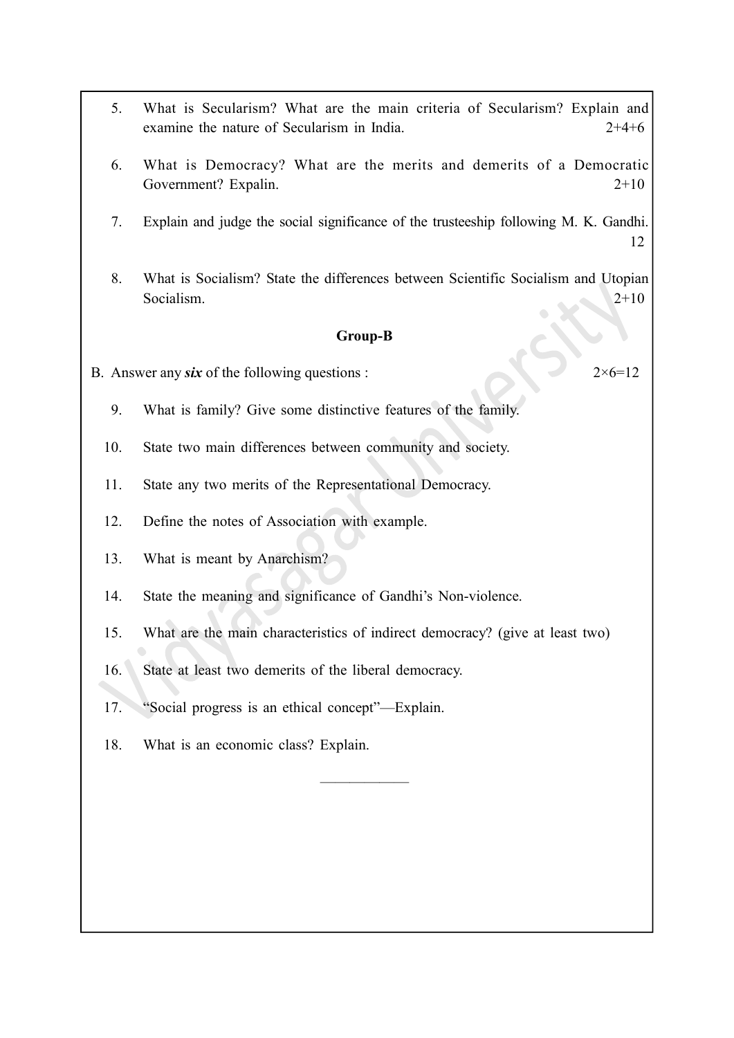5. What is Secularism? What are the main criteria of Secularism? Explain and examine the nature of Secularism in India. 2+4+6

6. What is Democracy? What are the merits and demerits of a Democratic Government? Expalin. 2+10

7. Explain and judge the social significance of the trusteeship following M. K. Gandhi. 12

8. What is Socialism? State the differences between Scientific Socialism and Utopian Socialism. 2+10

## Group-B

B. Answer any ***six*** of the following questions : 2×6=12

9. What is family? Give some distinctive features of the family.

10. State two main differences between community and society.

11. State any two merits of the Representational Democracy.

12. Define the notes of Association with example.

13. What is meant by Anarchism?

14. State the meaning and significance of Gandhi's Non-violence.

15. What are the main characteristics of indirect democracy? (give at least two)

16. State at least two demerits of the liberal democracy.

17. "Social progress is an ethical concept"—Explain.

18. What is an economic class? Explain.